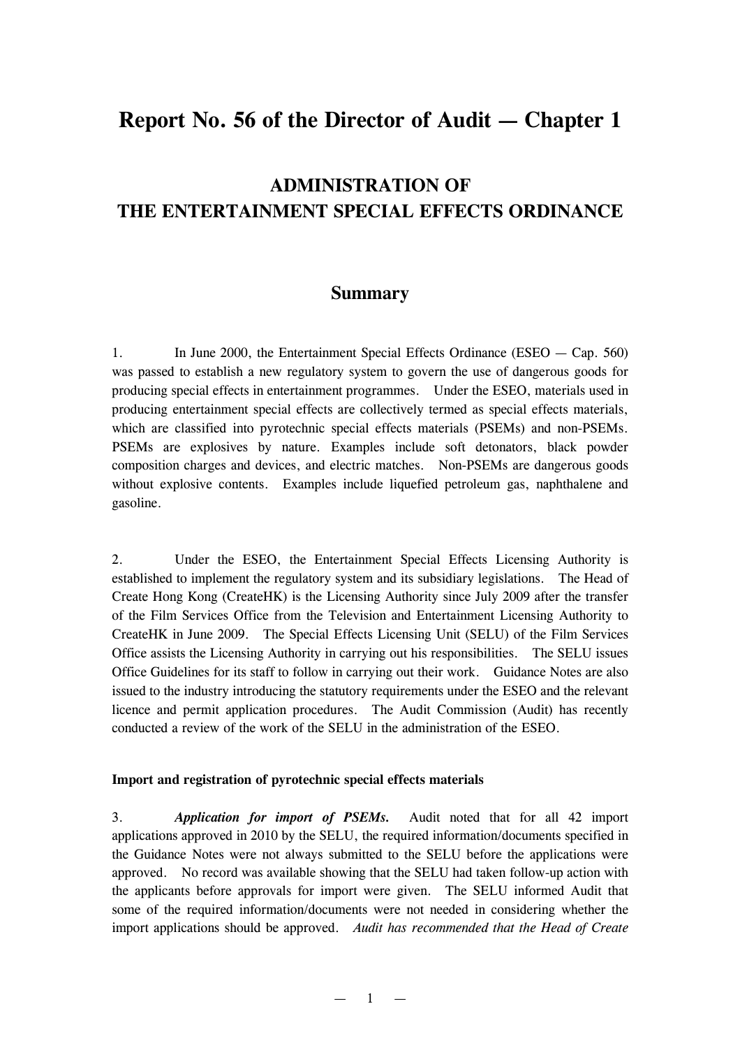# Report No. 56 of the Director of Audit — Chapter 1

## ADMINISTRATION OF THE ENTERTAINMENT SPECIAL EFFECTS ORDINANCE

### Summary

1. In June 2000, the Entertainment Special Effects Ordinance (ESEO — Cap. 560) was passed to establish a new regulatory system to govern the use of dangerous goods for producing special effects in entertainment programmes. Under the ESEO, materials used in producing entertainment special effects are collectively termed as special effects materials, which are classified into pyrotechnic special effects materials (PSEMs) and non-PSEMs. PSEMs are explosives by nature. Examples include soft detonators, black powder composition charges and devices, and electric matches. Non-PSEMs are dangerous goods without explosive contents. Examples include liquefied petroleum gas, naphthalene and gasoline.

2. Under the ESEO, the Entertainment Special Effects Licensing Authority is established to implement the regulatory system and its subsidiary legislations. The Head of Create Hong Kong (CreateHK) is the Licensing Authority since July 2009 after the transfer of the Film Services Office from the Television and Entertainment Licensing Authority to CreateHK in June 2009. The Special Effects Licensing Unit (SELU) of the Film Services Office assists the Licensing Authority in carrying out his responsibilities. The SELU issues Office Guidelines for its staff to follow in carrying out their work. Guidance Notes are also issued to the industry introducing the statutory requirements under the ESEO and the relevant licence and permit application procedures. The Audit Commission (Audit) has recently conducted a review of the work of the SELU in the administration of the ESEO.

**Import and registration of pyrotechnic special effects materials**

3. ***Application for import of PSEMs.*** Audit noted that for all 42 import applications approved in 2010 by the SELU, the required information/documents specified in the Guidance Notes were not always submitted to the SELU before the applications were approved. No record was available showing that the SELU had taken follow-up action with the applicants before approvals for import were given. The SELU informed Audit that some of the required information/documents were not needed in considering whether the import applications should be approved. *Audit has recommended that the Head of Create*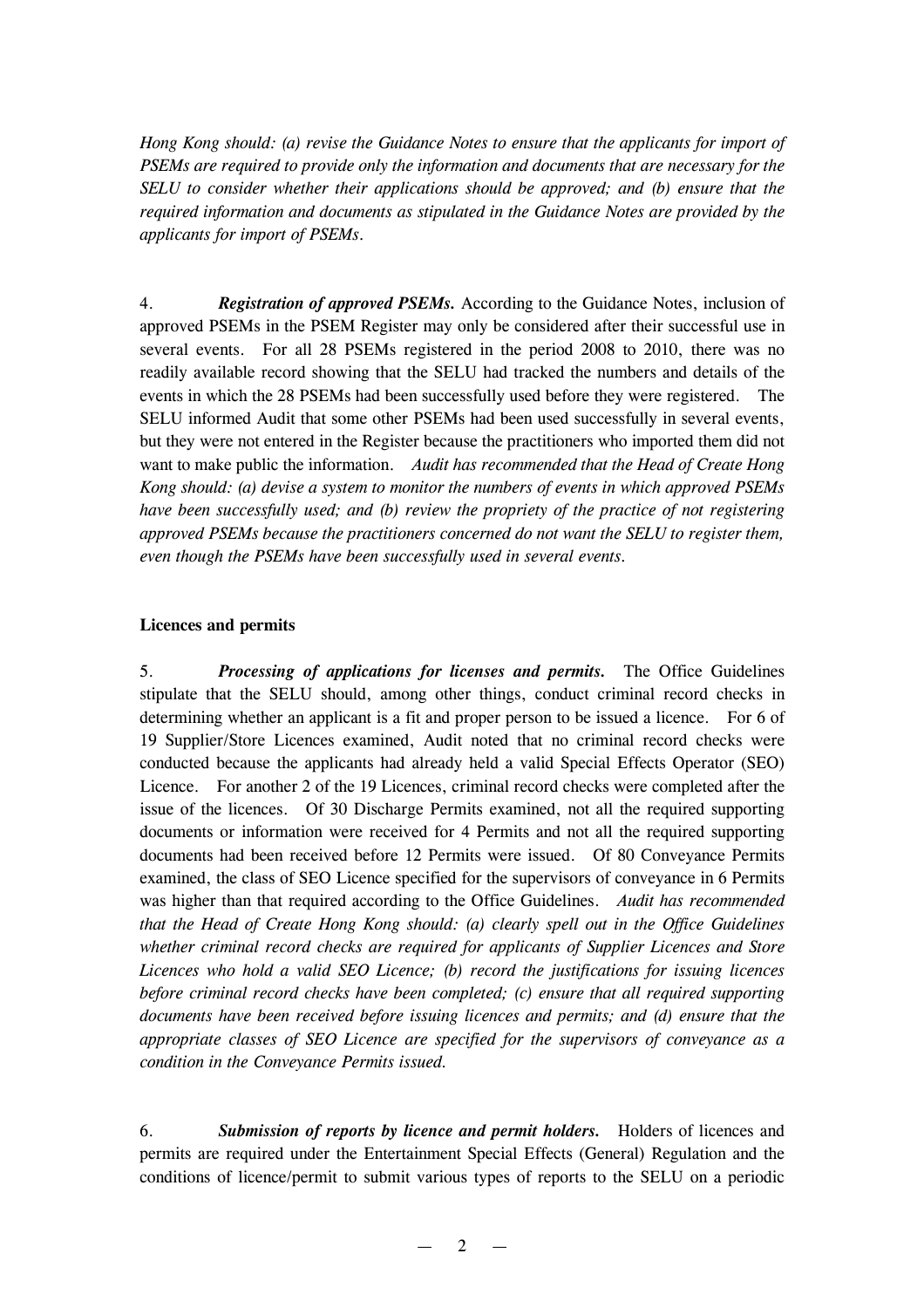*Hong Kong should: (a) revise the Guidance Notes to ensure that the applicants for import of PSEMs are required to provide only the information and documents that are necessary for the SELU to consider whether their applications should be approved; and (b) ensure that the required information and documents as stipulated in the Guidance Notes are provided by the applicants for import of PSEMs.*

4. ***Registration of approved PSEMs.*** According to the Guidance Notes, inclusion of approved PSEMs in the PSEM Register may only be considered after their successful use in several events. For all 28 PSEMs registered in the period 2008 to 2010, there was no readily available record showing that the SELU had tracked the numbers and details of the events in which the 28 PSEMs had been successfully used before they were registered. The SELU informed Audit that some other PSEMs had been used successfully in several events, but they were not entered in the Register because the practitioners who imported them did not want to make public the information. *Audit has recommended that the Head of Create Hong Kong should: (a) devise a system to monitor the numbers of events in which approved PSEMs have been successfully used; and (b) review the propriety of the practice of not registering approved PSEMs because the practitioners concerned do not want the SELU to register them, even though the PSEMs have been successfully used in several events.*

**Licences and permits**

5. ***Processing of applications for licenses and permits.*** The Office Guidelines stipulate that the SELU should, among other things, conduct criminal record checks in determining whether an applicant is a fit and proper person to be issued a licence. For 6 of 19 Supplier/Store Licences examined, Audit noted that no criminal record checks were conducted because the applicants had already held a valid Special Effects Operator (SEO) Licence. For another 2 of the 19 Licences, criminal record checks were completed after the issue of the licences. Of 30 Discharge Permits examined, not all the required supporting documents or information were received for 4 Permits and not all the required supporting documents had been received before 12 Permits were issued. Of 80 Conveyance Permits examined, the class of SEO Licence specified for the supervisors of conveyance in 6 Permits was higher than that required according to the Office Guidelines. *Audit has recommended that the Head of Create Hong Kong should: (a) clearly spell out in the Office Guidelines whether criminal record checks are required for applicants of Supplier Licences and Store Licences who hold a valid SEO Licence; (b) record the justifications for issuing licences before criminal record checks have been completed; (c) ensure that all required supporting documents have been received before issuing licences and permits; and (d) ensure that the appropriate classes of SEO Licence are specified for the supervisors of conveyance as a condition in the Conveyance Permits issued.*

6. ***Submission of reports by licence and permit holders.*** Holders of licences and permits are required under the Entertainment Special Effects (General) Regulation and the conditions of licence/permit to submit various types of reports to the SELU on a periodic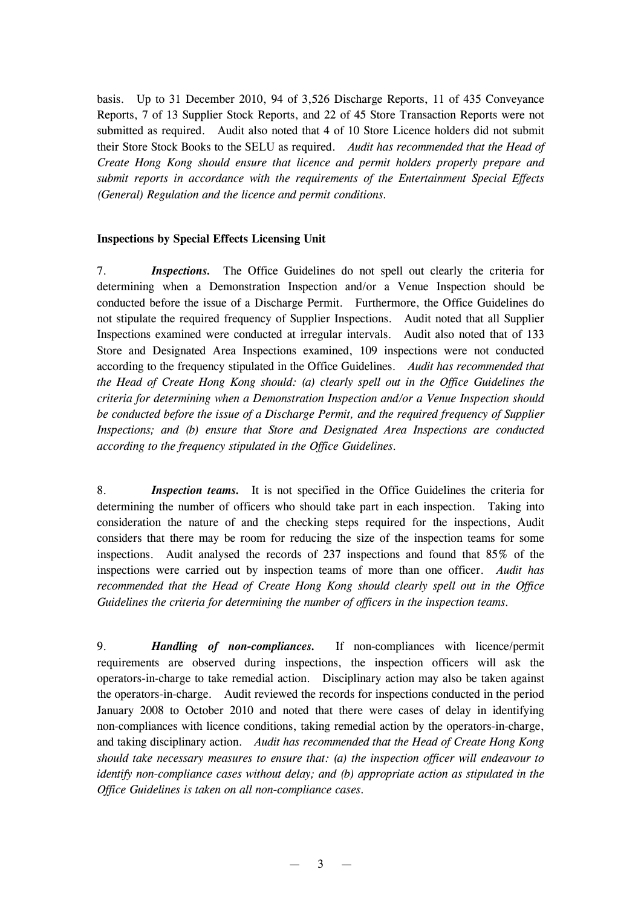basis. Up to 31 December 2010, 94 of 3,526 Discharge Reports, 11 of 435 Conveyance Reports, 7 of 13 Supplier Stock Reports, and 22 of 45 Store Transaction Reports were not submitted as required. Audit also noted that 4 of 10 Store Licence holders did not submit their Store Stock Books to the SELU as required. *Audit has recommended that the Head of Create Hong Kong should ensure that licence and permit holders properly prepare and submit reports in accordance with the requirements of the Entertainment Special Effects (General) Regulation and the licence and permit conditions.*

**Inspections by Special Effects Licensing Unit**

7. ***Inspections.*** The Office Guidelines do not spell out clearly the criteria for determining when a Demonstration Inspection and/or a Venue Inspection should be conducted before the issue of a Discharge Permit. Furthermore, the Office Guidelines do not stipulate the required frequency of Supplier Inspections. Audit noted that all Supplier Inspections examined were conducted at irregular intervals. Audit also noted that of 133 Store and Designated Area Inspections examined, 109 inspections were not conducted according to the frequency stipulated in the Office Guidelines. *Audit has recommended that the Head of Create Hong Kong should: (a) clearly spell out in the Office Guidelines the criteria for determining when a Demonstration Inspection and/or a Venue Inspection should be conducted before the issue of a Discharge Permit, and the required frequency of Supplier Inspections; and (b) ensure that Store and Designated Area Inspections are conducted according to the frequency stipulated in the Office Guidelines.*

8. ***Inspection teams.*** It is not specified in the Office Guidelines the criteria for determining the number of officers who should take part in each inspection. Taking into consideration the nature of and the checking steps required for the inspections, Audit considers that there may be room for reducing the size of the inspection teams for some inspections. Audit analysed the records of 237 inspections and found that 85% of the inspections were carried out by inspection teams of more than one officer. *Audit has recommended that the Head of Create Hong Kong should clearly spell out in the Office Guidelines the criteria for determining the number of officers in the inspection teams.*

9. ***Handling of non-compliances.*** If non-compliances with licence/permit requirements are observed during inspections, the inspection officers will ask the operators-in-charge to take remedial action. Disciplinary action may also be taken against the operators-in-charge. Audit reviewed the records for inspections conducted in the period January 2008 to October 2010 and noted that there were cases of delay in identifying non-compliances with licence conditions, taking remedial action by the operators-in-charge, and taking disciplinary action. *Audit has recommended that the Head of Create Hong Kong should take necessary measures to ensure that: (a) the inspection officer will endeavour to identify non-compliance cases without delay; and (b) appropriate action as stipulated in the Office Guidelines is taken on all non-compliance cases.*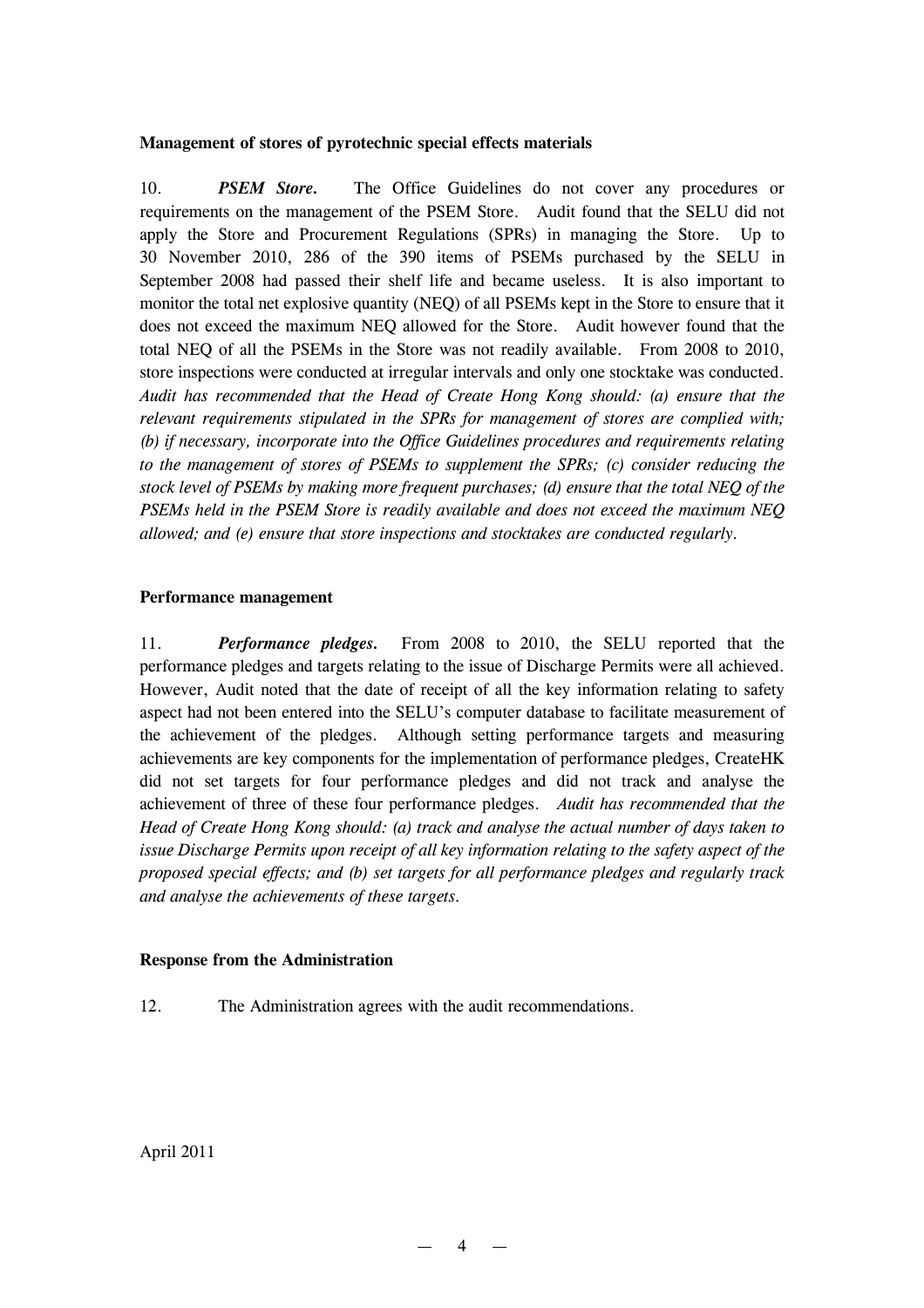**Management of stores of pyrotechnic special effects materials**

10. ***PSEM Store.*** The Office Guidelines do not cover any procedures or requirements on the management of the PSEM Store. Audit found that the SELU did not apply the Store and Procurement Regulations (SPRs) in managing the Store. Up to 30 November 2010, 286 of the 390 items of PSEMs purchased by the SELU in September 2008 had passed their shelf life and became useless. It is also important to monitor the total net explosive quantity (NEQ) of all PSEMs kept in the Store to ensure that it does not exceed the maximum NEQ allowed for the Store. Audit however found that the total NEQ of all the PSEMs in the Store was not readily available. From 2008 to 2010, store inspections were conducted at irregular intervals and only one stocktake was conducted. *Audit has recommended that the Head of Create Hong Kong should: (a) ensure that the relevant requirements stipulated in the SPRs for management of stores are complied with; (b) if necessary, incorporate into the Office Guidelines procedures and requirements relating to the management of stores of PSEMs to supplement the SPRs; (c) consider reducing the stock level of PSEMs by making more frequent purchases; (d) ensure that the total NEQ of the PSEMs held in the PSEM Store is readily available and does not exceed the maximum NEQ allowed; and (e) ensure that store inspections and stocktakes are conducted regularly.*

**Performance management**

11. ***Performance pledges.*** From 2008 to 2010, the SELU reported that the performance pledges and targets relating to the issue of Discharge Permits were all achieved. However, Audit noted that the date of receipt of all the key information relating to safety aspect had not been entered into the SELU's computer database to facilitate measurement of the achievement of the pledges. Although setting performance targets and measuring achievements are key components for the implementation of performance pledges, CreateHK did not set targets for four performance pledges and did not track and analyse the achievement of three of these four performance pledges. *Audit has recommended that the Head of Create Hong Kong should: (a) track and analyse the actual number of days taken to issue Discharge Permits upon receipt of all key information relating to the safety aspect of the proposed special effects; and (b) set targets for all performance pledges and regularly track and analyse the achievements of these targets.*

**Response from the Administration**

12. The Administration agrees with the audit recommendations.

April 2011